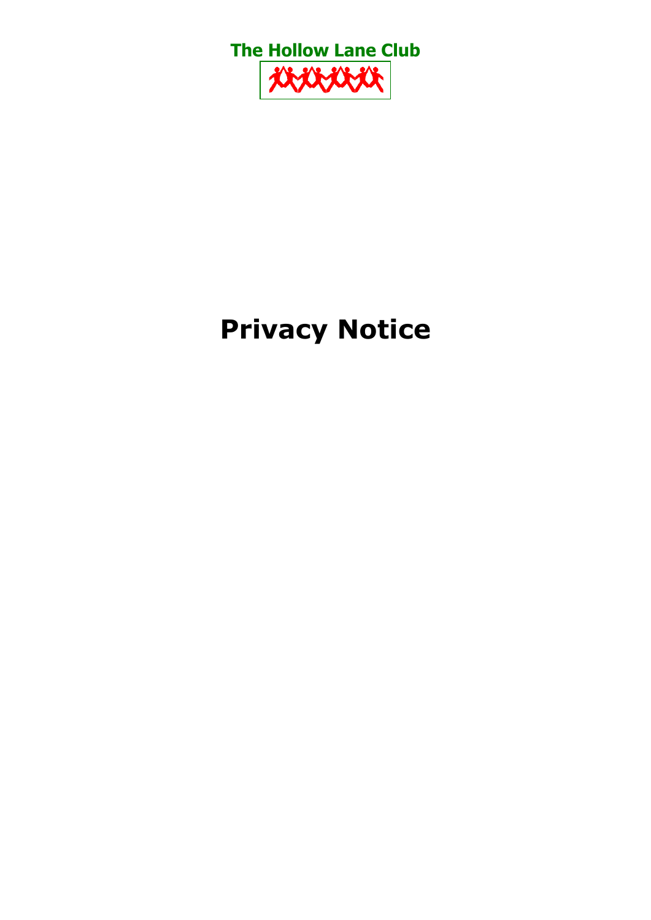**The Hollow Lane Club**

# Privacy Notice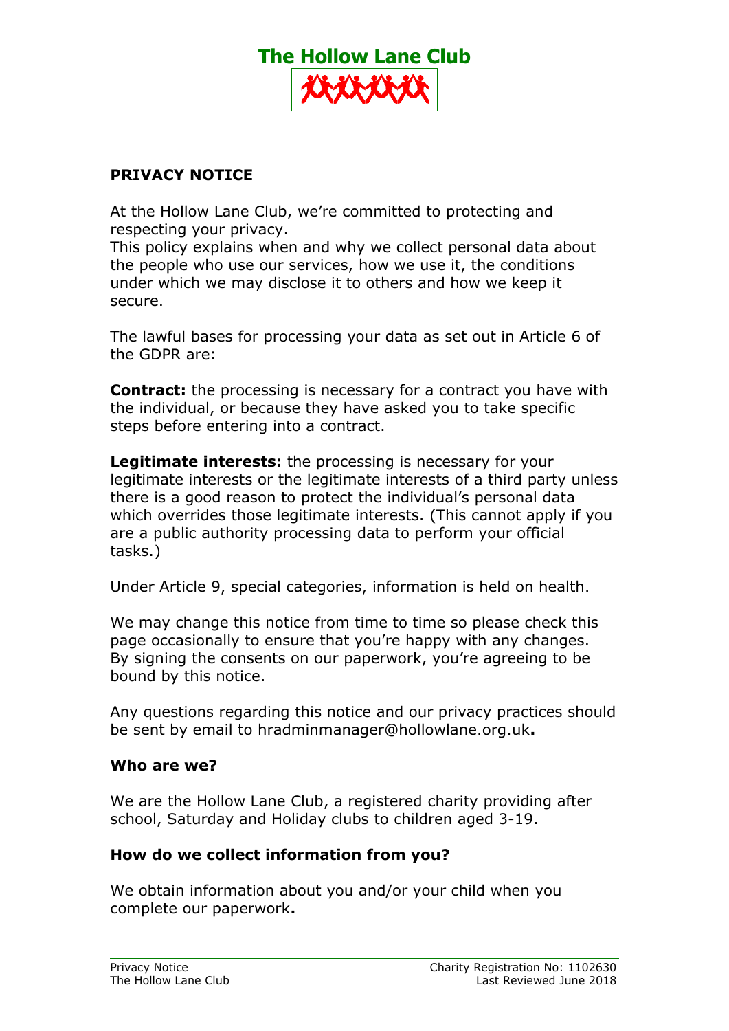# The Hollow Lane Club

## PRIVACY NOTICE

At the Hollow Lane Club, we're committed to protecting and respecting your privacy.
This policy explains when and why we collect personal data about the people who use our services, how we use it, the conditions under which we may disclose it to others and how we keep it secure.

The lawful bases for processing your data as set out in Article 6 of the GDPR are:

**Contract:** the processing is necessary for a contract you have with the individual, or because they have asked you to take specific steps before entering into a contract.

**Legitimate interests:** the processing is necessary for your legitimate interests or the legitimate interests of a third party unless there is a good reason to protect the individual's personal data which overrides those legitimate interests. (This cannot apply if you are a public authority processing data to perform your official tasks.)

Under Article 9, special categories, information is held on health.

We may change this notice from time to time so please check this page occasionally to ensure that you're happy with any changes. By signing the consents on our paperwork, you're agreeing to be bound by this notice.

Any questions regarding this notice and our privacy practices should be sent by email to hradminmanager@hollowlane.org.uk**.**

### Who are we?

We are the Hollow Lane Club, a registered charity providing after school, Saturday and Holiday clubs to children aged 3-19.

### How do we collect information from you?

We obtain information about you and/or your child when you complete our paperwork**.**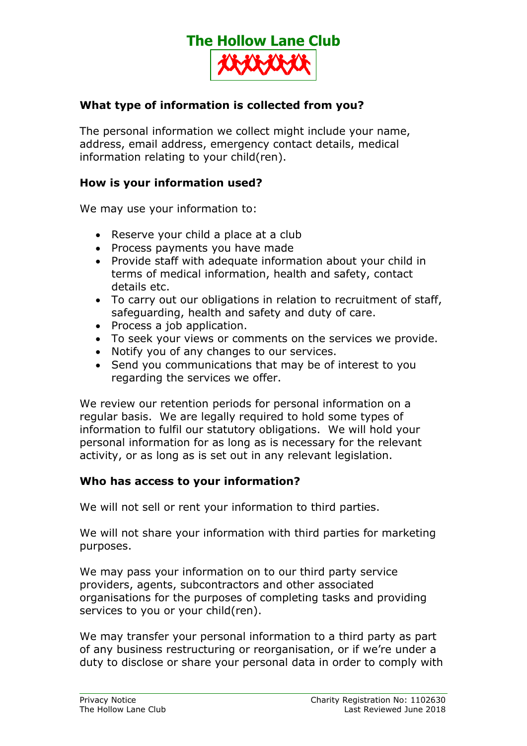# The Hollow Lane Club

## What type of information is collected from you?

The personal information we collect might include your name, address, email address, emergency contact details, medical information relating to your child(ren).

## How is your information used?

We may use your information to:

- Reserve your child a place at a club
- Process payments you have made
- Provide staff with adequate information about your child in terms of medical information, health and safety, contact details etc.
- To carry out our obligations in relation to recruitment of staff, safeguarding, health and safety and duty of care.
- Process a job application.
- To seek your views or comments on the services we provide.
- Notify you of any changes to our services.
- Send you communications that may be of interest to you regarding the services we offer.

We review our retention periods for personal information on a regular basis. We are legally required to hold some types of information to fulfil our statutory obligations. We will hold your personal information for as long as is necessary for the relevant activity, or as long as is set out in any relevant legislation.

## Who has access to your information?

We will not sell or rent your information to third parties.

We will not share your information with third parties for marketing purposes.

We may pass your information on to our third party service providers, agents, subcontractors and other associated organisations for the purposes of completing tasks and providing services to you or your child(ren).

We may transfer your personal information to a third party as part of any business restructuring or reorganisation, or if we're under a duty to disclose or share your personal data in order to comply with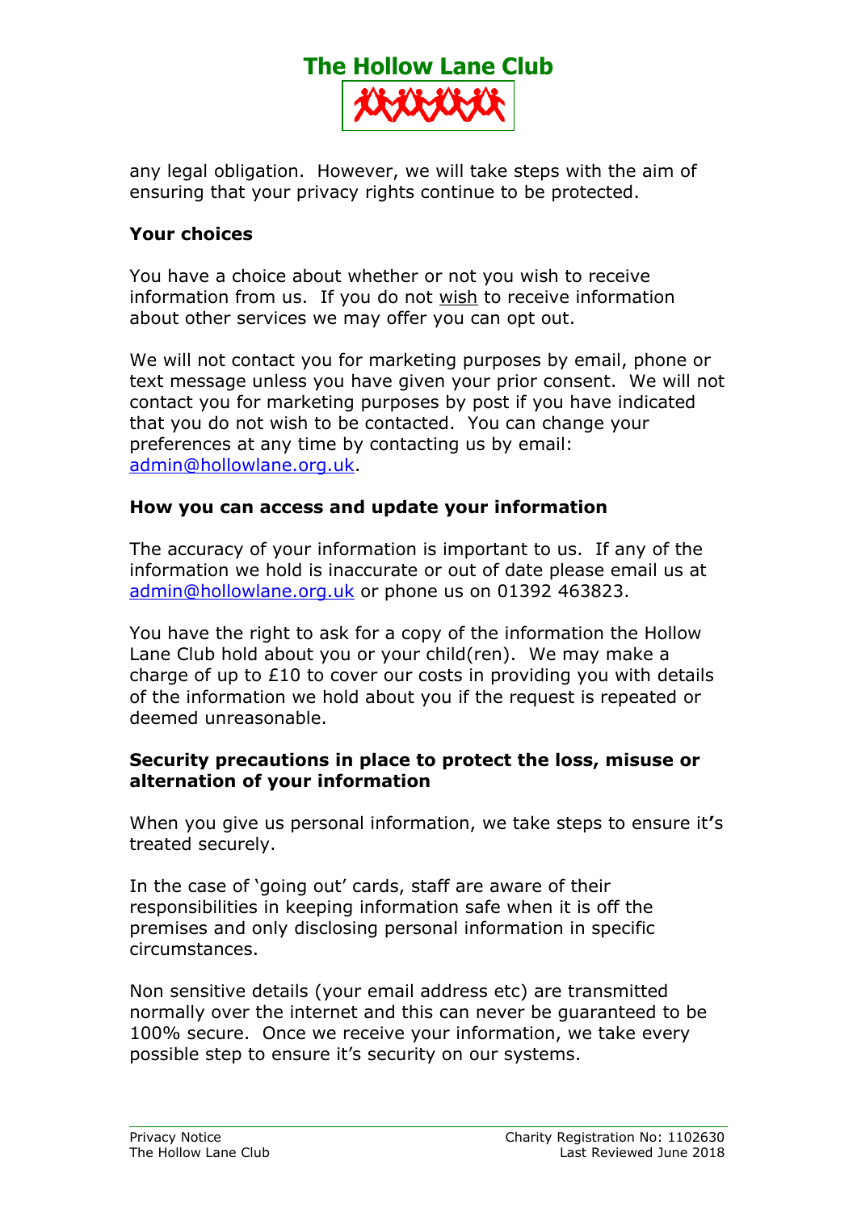any legal obligation. However, we will take steps with the aim of ensuring that your privacy rights continue to be protected.

**Your choices**

You have a choice about whether or not you wish to receive information from us. If you do not wish to receive information about other services we may offer you can opt out.

We will not contact you for marketing purposes by email, phone or text message unless you have given your prior consent. We will not contact you for marketing purposes by post if you have indicated that you do not wish to be contacted. You can change your preferences at any time by contacting us by email: admin@hollowlane.org.uk.

**How you can access and update your information**

The accuracy of your information is important to us. If any of the information we hold is inaccurate or out of date please email us at admin@hollowlane.org.uk or phone us on 01392 463823.

You have the right to ask for a copy of the information the Hollow Lane Club hold about you or your child(ren). We may make a charge of up to £10 to cover our costs in providing you with details of the information we hold about you if the request is repeated or deemed unreasonable.

**Security precautions in place to protect the loss, misuse or alternation of your information**

When you give us personal information, we take steps to ensure it's treated securely.

In the case of 'going out' cards, staff are aware of their responsibilities in keeping information safe when it is off the premises and only disclosing personal information in specific circumstances.

Non sensitive details (your email address etc) are transmitted normally over the internet and this can never be guaranteed to be 100% secure. Once we receive your information, we take every possible step to ensure it's security on our systems.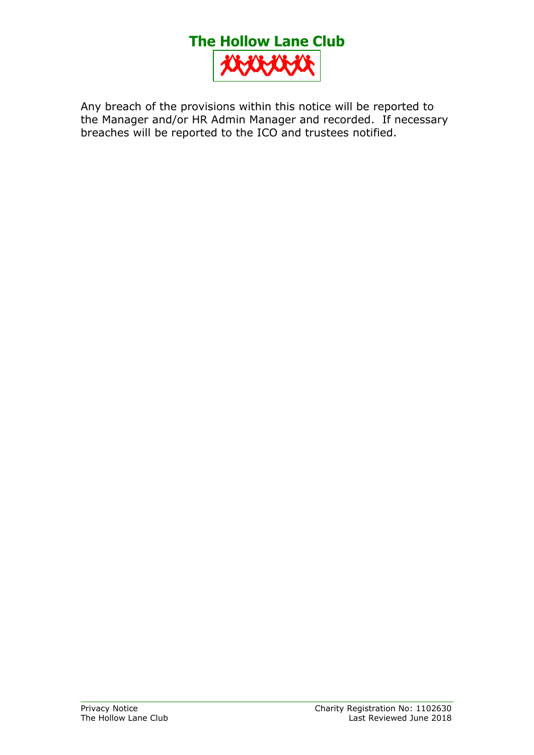Any breach of the provisions within this notice will be reported to the Manager and/or HR Admin Manager and recorded. If necessary breaches will be reported to the ICO and trustees notified.